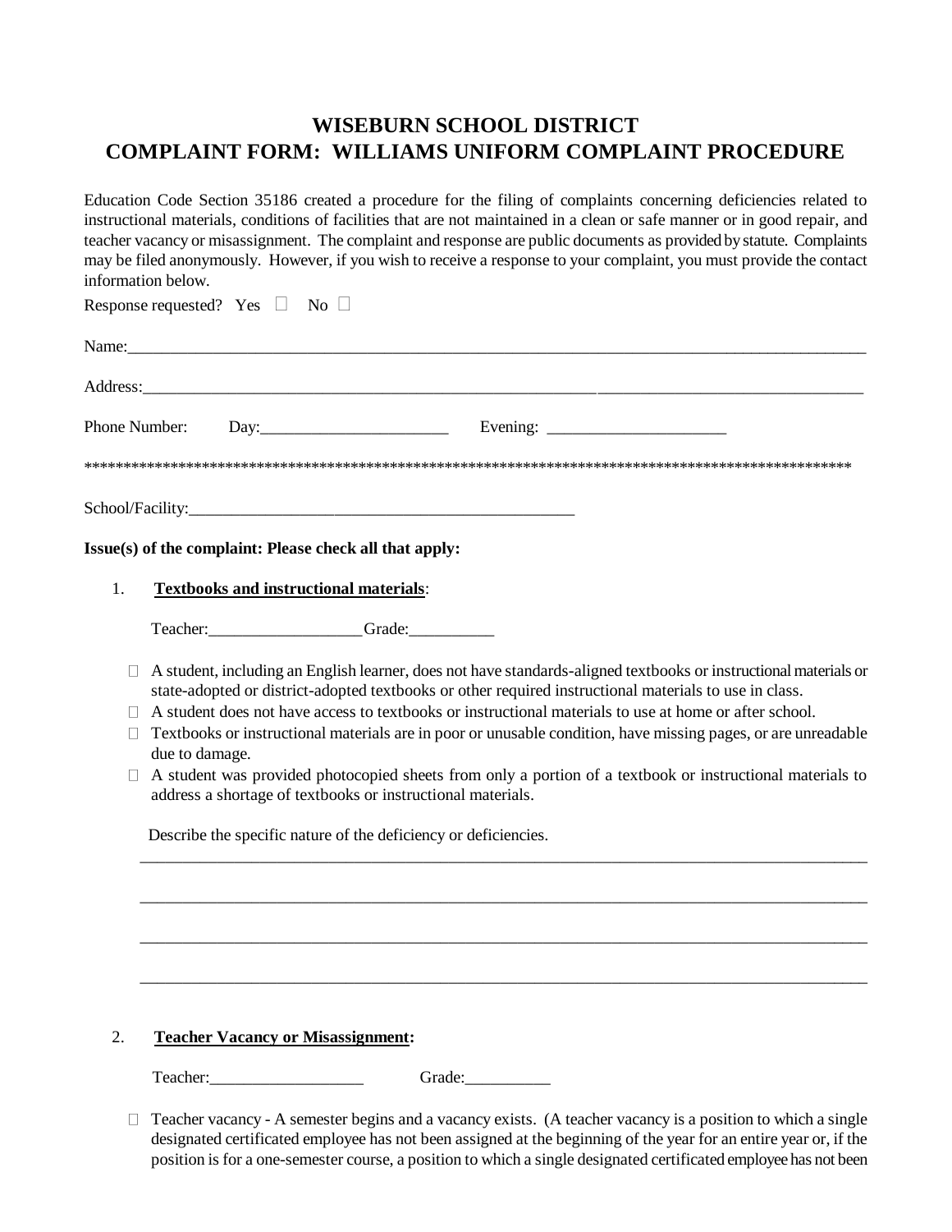# WISEBURN SCHOOL DISTRICT
# COMPLAINT FORM: WILLIAMS UNIFORM COMPLAINT PROCEDURE

Education Code Section 35186 created a procedure for the filing of complaints concerning deficiencies related to instructional materials, conditions of facilities that are not maintained in a clean or safe manner or in good repair, and teacher vacancy or misassignment. The complaint and response are public documents as provided by statute. Complaints may be filed anonymously. However, if you wish to receive a response to your complaint, you must provide the contact information below.

Response requested? Yes ☐ No ☐

Name:_______________________________________________________________________________________

Address:_____________________________________________________________________________________

Phone Number: Day:______________________ Evening: _____________________

*****************************************************************************************************

School/Facility:_______________________________________________

**Issue(s) of the complaint: Please check all that apply:**

1. **Textbooks and instructional materials**:

   Teacher:__________________ Grade:__________

   - ☐ A student, including an English learner, does not have standards-aligned textbooks or instructional materials or state-adopted or district-adopted textbooks or other required instructional materials to use in class.
   - ☐ A student does not have access to textbooks or instructional materials to use at home or after school.
   - ☐ Textbooks or instructional materials are in poor or unusable condition, have missing pages, or are unreadable due to damage.
   - ☐ A student was provided photocopied sheets from only a portion of a textbook or instructional materials to address a shortage of textbooks or instructional materials.

   Describe the specific nature of the deficiency or deficiencies.

   ____________________________________________________________________________________

   ____________________________________________________________________________________

   ____________________________________________________________________________________

   ____________________________________________________________________________________

2. **Teacher Vacancy or Misassignment:**

   Teacher:__________________ Grade:__________

   - ☐ Teacher vacancy - A semester begins and a vacancy exists. (A teacher vacancy is a position to which a single designated certificated employee has not been assigned at the beginning of the year for an entire year or, if the position is for a one-semester course, a position to which a single designated certificated employee has not been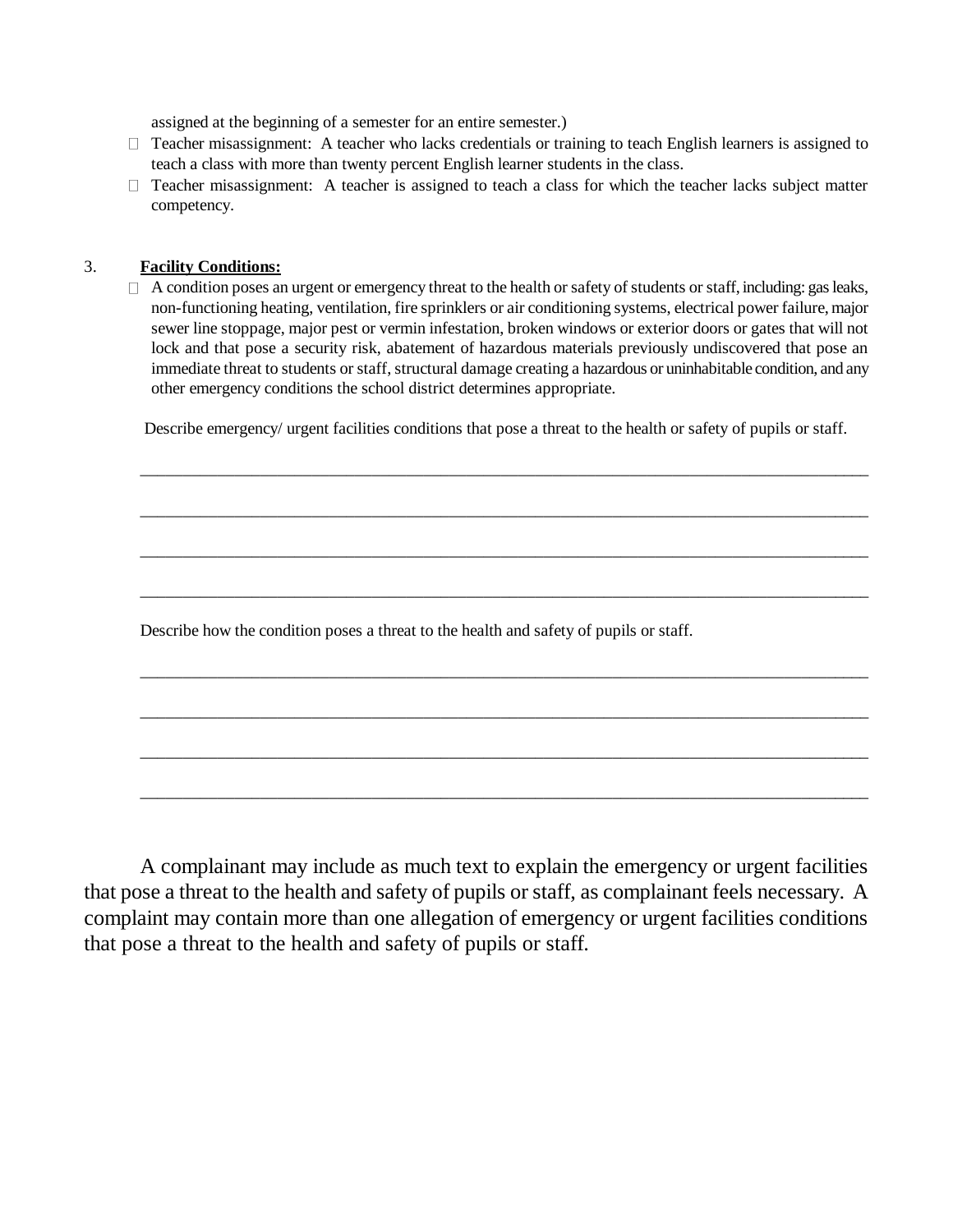assigned at the beginning of a semester for an entire semester.)

- ☐ Teacher misassignment: A teacher who lacks credentials or training to teach English learners is assigned to teach a class with more than twenty percent English learner students in the class.
- ☐ Teacher misassignment: A teacher is assigned to teach a class for which the teacher lacks subject matter competency.

3. **Facility Conditions:**

- ☐ A condition poses an urgent or emergency threat to the health or safety of students or staff, including: gas leaks, non-functioning heating, ventilation, fire sprinklers or air conditioning systems, electrical power failure, major sewer line stoppage, major pest or vermin infestation, broken windows or exterior doors or gates that will not lock and that pose a security risk, abatement of hazardous materials previously undiscovered that pose an immediate threat to students or staff, structural damage creating a hazardous or uninhabitable condition, and any other emergency conditions the school district determines appropriate.

Describe emergency/ urgent facilities conditions that pose a threat to the health or safety of pupils or staff.

______________________________________________________________________________

______________________________________________________________________________

______________________________________________________________________________

______________________________________________________________________________

Describe how the condition poses a threat to the health and safety of pupils or staff.

______________________________________________________________________________

______________________________________________________________________________

______________________________________________________________________________

______________________________________________________________________________

A complainant may include as much text to explain the emergency or urgent facilities that pose a threat to the health and safety of pupils or staff, as complainant feels necessary. A complaint may contain more than one allegation of emergency or urgent facilities conditions that pose a threat to the health and safety of pupils or staff.